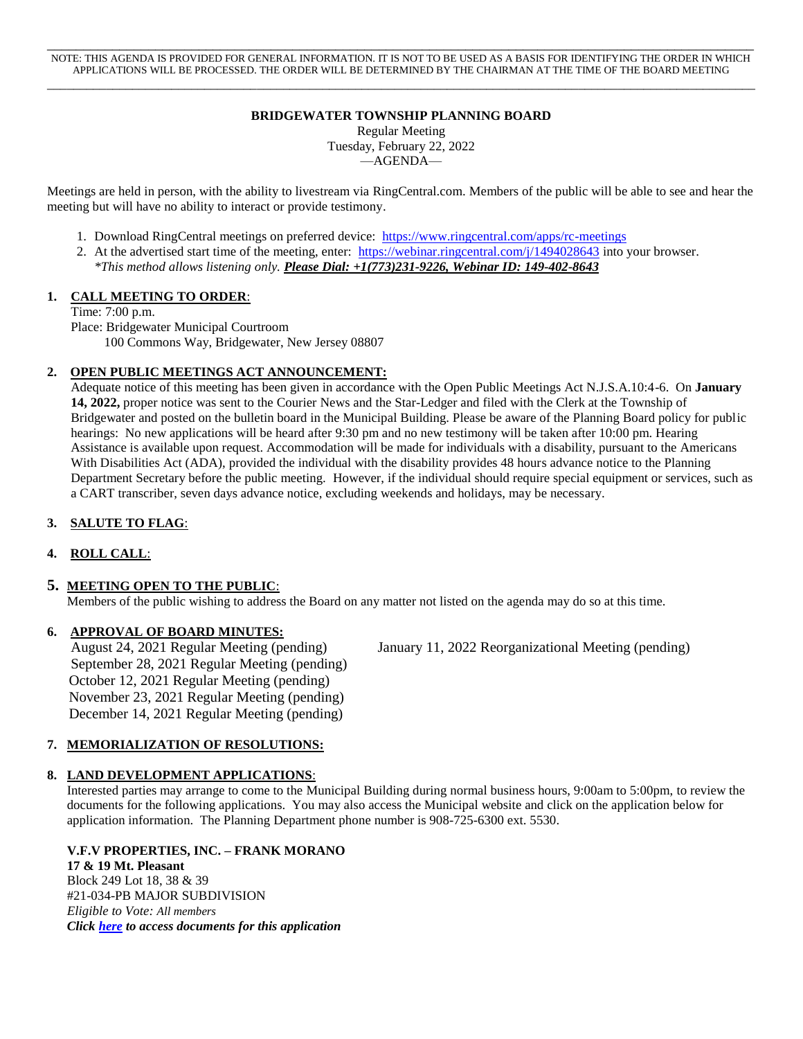NOTE: THIS AGENDA IS PROVIDED FOR GENERAL INFORMATION. IT IS NOT TO BE USED AS A BASIS FOR IDENTIFYING THE ORDER IN WHICH APPLICATIONS WILL BE PROCESSED. THE ORDER WILL BE DETERMINED BY THE CHAIRMAN AT THE TIME OF THE BOARD MEETING

---

**BRIDGEWATER TOWNSHIP PLANNING BOARD**

Regular Meeting
Tuesday, February 22, 2022
—AGENDA—

Meetings are held in person, with the ability to livestream via RingCentral.com. Members of the public will be able to see and hear the meeting but will have no ability to interact or provide testimony.

1. Download RingCentral meetings on preferred device: https://www.ringcentral.com/apps/rc-meetings
2. At the advertised start time of the meeting, enter: https://webinar.ringcentral.com/j/1494028643 into your browser.
   *This method allows listening only.* ***Please Dial: +1(773)231-9226, Webinar ID: 149-402-8643***

## 1. CALL MEETING TO ORDER:

Time: 7:00 p.m.
Place: Bridgewater Municipal Courtroom
100 Commons Way, Bridgewater, New Jersey 08807

## 2. OPEN PUBLIC MEETINGS ACT ANNOUNCEMENT:

Adequate notice of this meeting has been given in accordance with the Open Public Meetings Act N.J.S.A.10:4-6. On **January 14, 2022,** proper notice was sent to the Courier News and the Star-Ledger and filed with the Clerk at the Township of Bridgewater and posted on the bulletin board in the Municipal Building. Please be aware of the Planning Board policy for public hearings: No new applications will be heard after 9:30 pm and no new testimony will be taken after 10:00 pm. Hearing Assistance is available upon request. Accommodation will be made for individuals with a disability, pursuant to the Americans With Disabilities Act (ADA), provided the individual with the disability provides 48 hours advance notice to the Planning Department Secretary before the public meeting. However, if the individual should require special equipment or services, such as a CART transcriber, seven days advance notice, excluding weekends and holidays, may be necessary.

## 3. SALUTE TO FLAG:

## 4. ROLL CALL:

## 5. MEETING OPEN TO THE PUBLIC:

Members of the public wishing to address the Board on any matter not listed on the agenda may do so at this time.

## 6. APPROVAL OF BOARD MINUTES:

August 24, 2021 Regular Meeting (pending)
September 28, 2021 Regular Meeting (pending)
October 12, 2021 Regular Meeting (pending)
November 23, 2021 Regular Meeting (pending)
December 14, 2021 Regular Meeting (pending)
January 11, 2022 Reorganizational Meeting (pending)

## 7. MEMORIALIZATION OF RESOLUTIONS:

## 8. LAND DEVELOPMENT APPLICATIONS:

Interested parties may arrange to come to the Municipal Building during normal business hours, 9:00am to 5:00pm, to review the documents for the following applications. You may also access the Municipal website and click on the application below for application information. The Planning Department phone number is 908-725-6300 ext. 5530.

**V.F.V PROPERTIES, INC. – FRANK MORANO**
**17 & 19 Mt. Pleasant**
Block 249 Lot 18, 38 & 39
#21-034-PB MAJOR SUBDIVISION
*Eligible to Vote: All members*
***Click here to access documents for this application***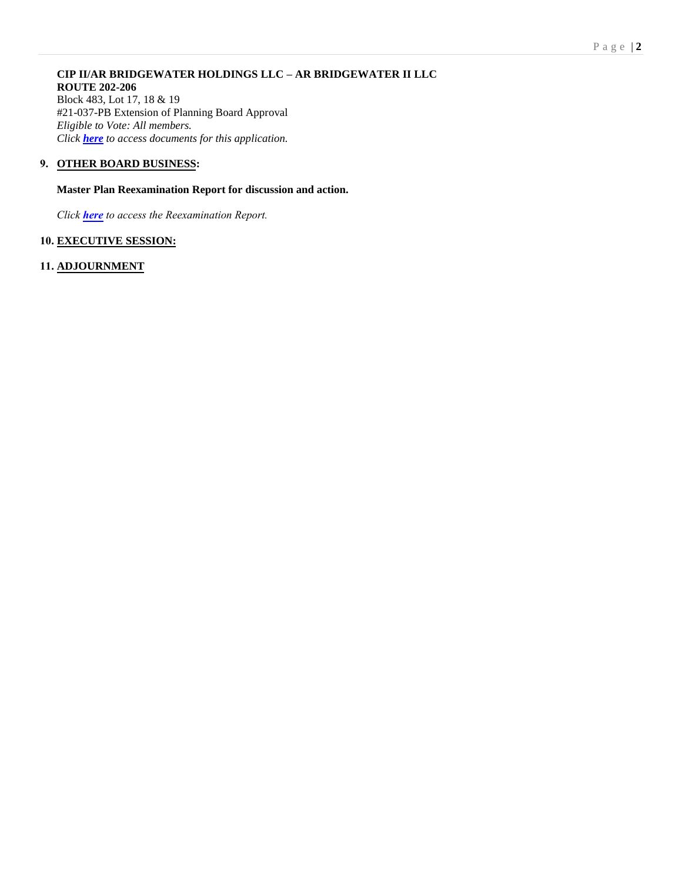**CIP II/AR BRIDGEWATER HOLDINGS LLC – AR BRIDGEWATER II LLC**
**ROUTE 202-206**
Block 483, Lot 17, 18 & 19
#21-037-PB Extension of Planning Board Approval
*Eligible to Vote: All members.*
*Click **here** to access documents for this application.*

9. **OTHER BOARD BUSINESS:**

**Master Plan Reexamination Report for discussion and action.**

*Click **here** to access the Reexamination Report.*

10. **EXECUTIVE SESSION:**

11. **ADJOURNMENT**